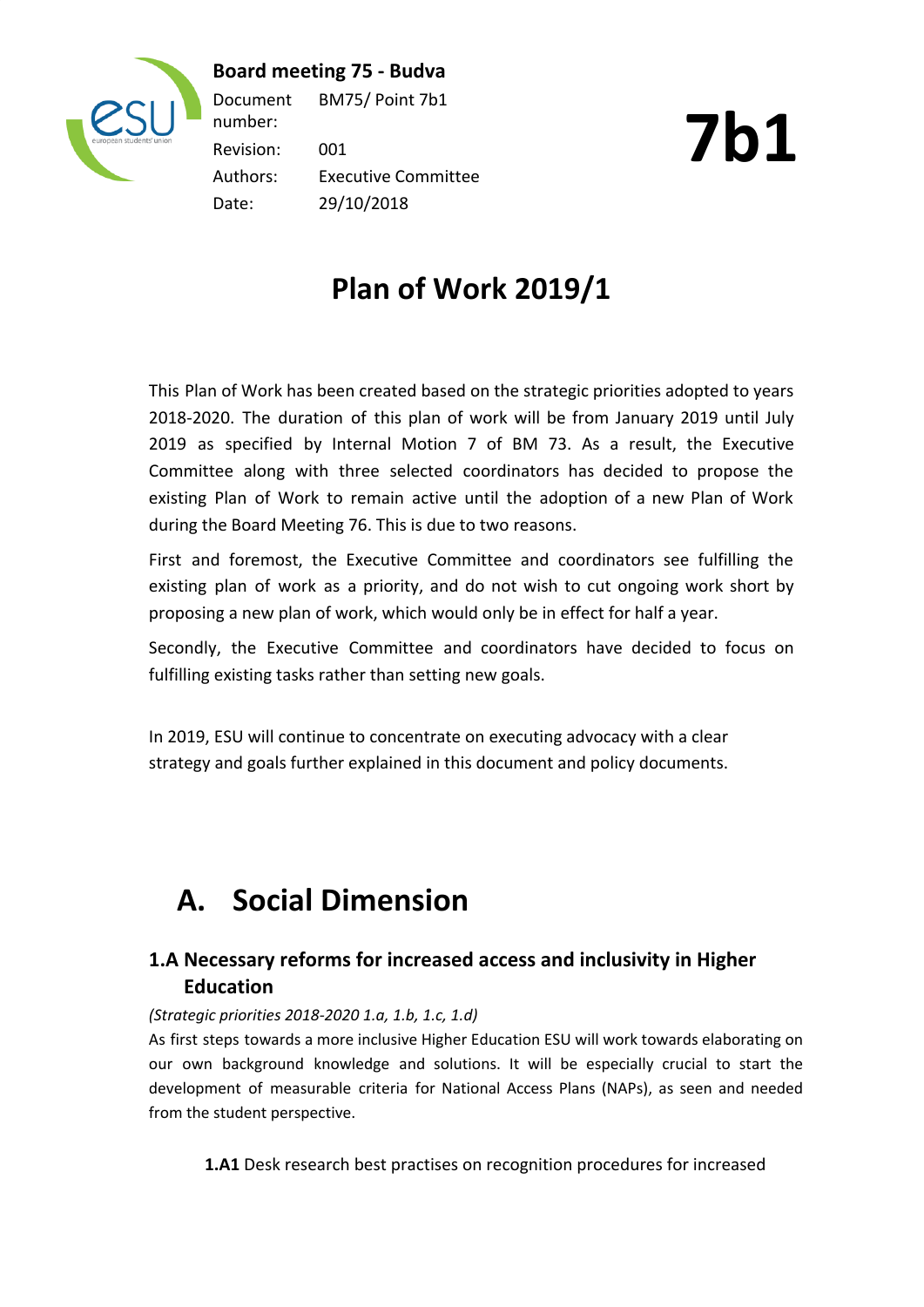**Board meeting 75 - Budva**

| | |
|---|---|
| Document number: | BM75/ Point 7b1 |
| Revision: | 001 |
| Authors: | Executive Committee |
| Date: | 29/10/2018 |

**7b1**

# Plan of Work 2019/1

This Plan of Work has been created based on the strategic priorities adopted to years 2018-2020. The duration of this plan of work will be from January 2019 until July 2019 as specified by Internal Motion 7 of BM 73. As a result, the Executive Committee along with three selected coordinators has decided to propose the existing Plan of Work to remain active until the adoption of a new Plan of Work during the Board Meeting 76. This is due to two reasons.

First and foremost, the Executive Committee and coordinators see fulfilling the existing plan of work as a priority, and do not wish to cut ongoing work short by proposing a new plan of work, which would only be in effect for half a year.

Secondly, the Executive Committee and coordinators have decided to focus on fulfilling existing tasks rather than setting new goals.

In 2019, ESU will continue to concentrate on executing advocacy with a clear strategy and goals further explained in this document and policy documents.

## A. Social Dimension

### 1.A Necessary reforms for increased access and inclusivity in Higher Education

*(Strategic priorities 2018-2020 1.a, 1.b, 1.c, 1.d)*

As first steps towards a more inclusive Higher Education ESU will work towards elaborating on our own background knowledge and solutions. It will be especially crucial to start the development of measurable criteria for National Access Plans (NAPs), as seen and needed from the student perspective.

**1.A1** Desk research best practises on recognition procedures for increased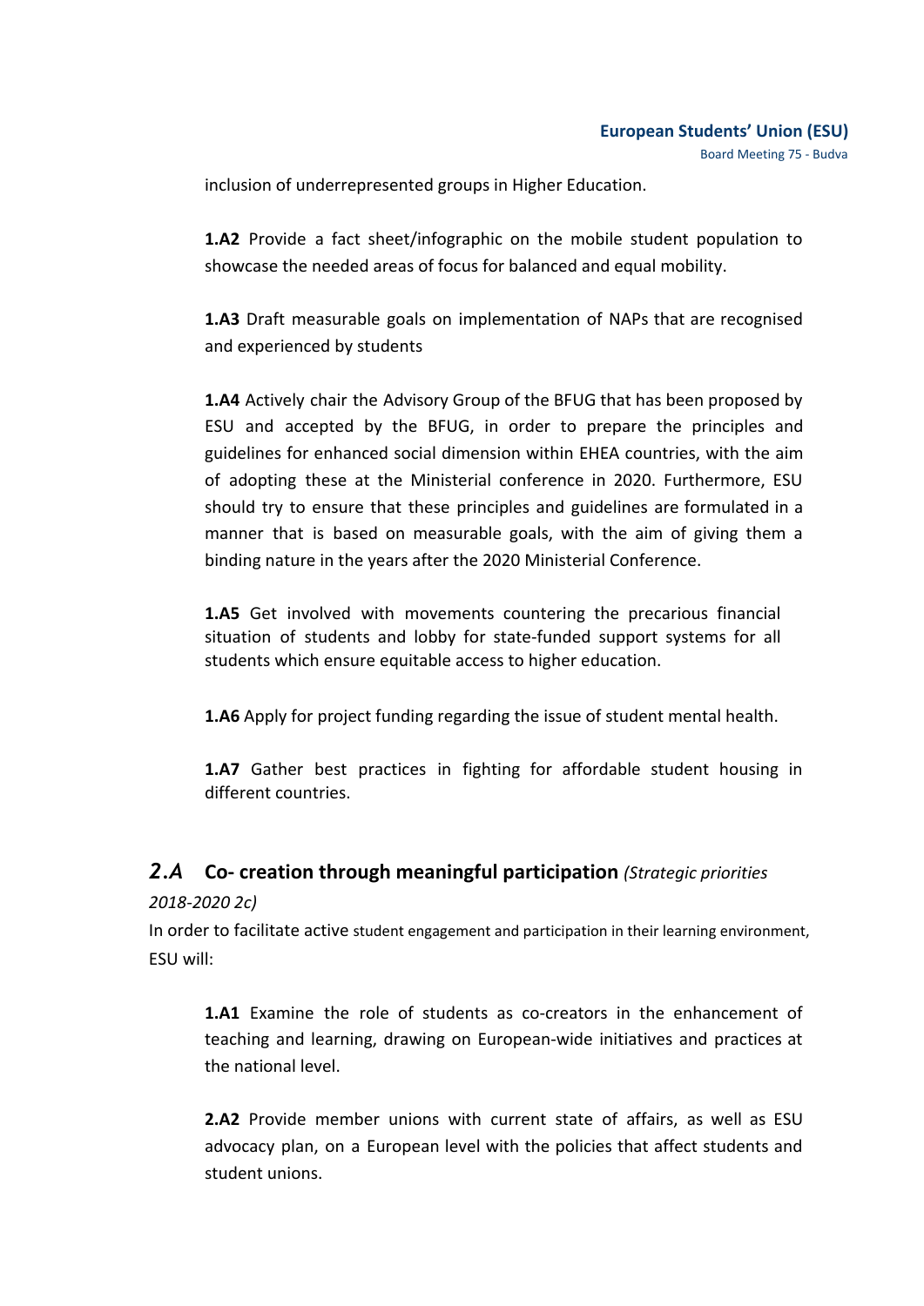inclusion of underrepresented groups in Higher Education.

**1.A2** Provide a fact sheet/infographic on the mobile student population to showcase the needed areas of focus for balanced and equal mobility.

**1.A3** Draft measurable goals on implementation of NAPs that are recognised and experienced by students

**1.A4** Actively chair the Advisory Group of the BFUG that has been proposed by ESU and accepted by the BFUG, in order to prepare the principles and guidelines for enhanced social dimension within EHEA countries, with the aim of adopting these at the Ministerial conference in 2020. Furthermore, ESU should try to ensure that these principles and guidelines are formulated in a manner that is based on measurable goals, with the aim of giving them a binding nature in the years after the 2020 Ministerial Conference.

**1.A5** Get involved with movements countering the precarious financial situation of students and lobby for state-funded support systems for all students which ensure equitable access to higher education.

**1.A6** Apply for project funding regarding the issue of student mental health.

**1.A7** Gather best practices in fighting for affordable student housing in different countries.

## *2.A* Co- creation through meaningful participation *(Strategic priorities 2018-2020 2c)*

In order to facilitate active student engagement and participation in their learning environment, ESU will:

**1.A1** Examine the role of students as co-creators in the enhancement of teaching and learning, drawing on European-wide initiatives and practices at the national level.

**2.A2** Provide member unions with current state of affairs, as well as ESU advocacy plan, on a European level with the policies that affect students and student unions.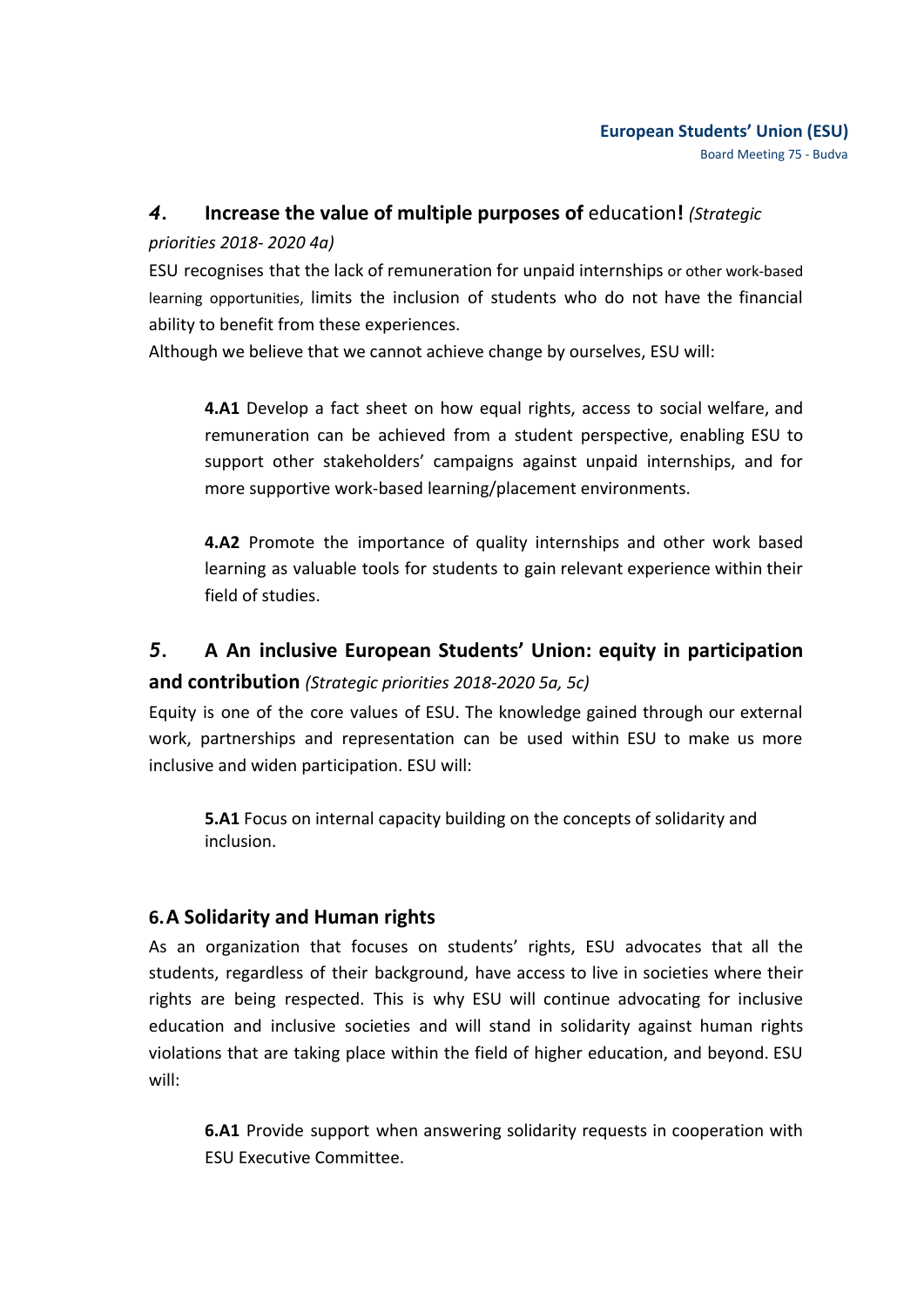## 4. Increase the value of multiple purposes of education! *(Strategic priorities 2018- 2020 4a)*

ESU recognises that the lack of remuneration for unpaid internships or other work-based learning opportunities, limits the inclusion of students who do not have the financial ability to benefit from these experiences.

Although we believe that we cannot achieve change by ourselves, ESU will:

> **4.A1** Develop a fact sheet on how equal rights, access to social welfare, and remuneration can be achieved from a student perspective, enabling ESU to support other stakeholders' campaigns against unpaid internships, and for more supportive work-based learning/placement environments.
>
> **4.A2** Promote the importance of quality internships and other work based learning as valuable tools for students to gain relevant experience within their field of studies.

## 5. A An inclusive European Students' Union: equity in participation and contribution *(Strategic priorities 2018-2020 5a, 5c)*

Equity is one of the core values of ESU. The knowledge gained through our external work, partnerships and representation can be used within ESU to make us more inclusive and widen participation. ESU will:

> **5.A1** Focus on internal capacity building on the concepts of solidarity and inclusion.

## 6. A Solidarity and Human rights

As an organization that focuses on students' rights, ESU advocates that all the students, regardless of their background, have access to live in societies where their rights are being respected. This is why ESU will continue advocating for inclusive education and inclusive societies and will stand in solidarity against human rights violations that are taking place within the field of higher education, and beyond. ESU will:

> **6.A1** Provide support when answering solidarity requests in cooperation with ESU Executive Committee.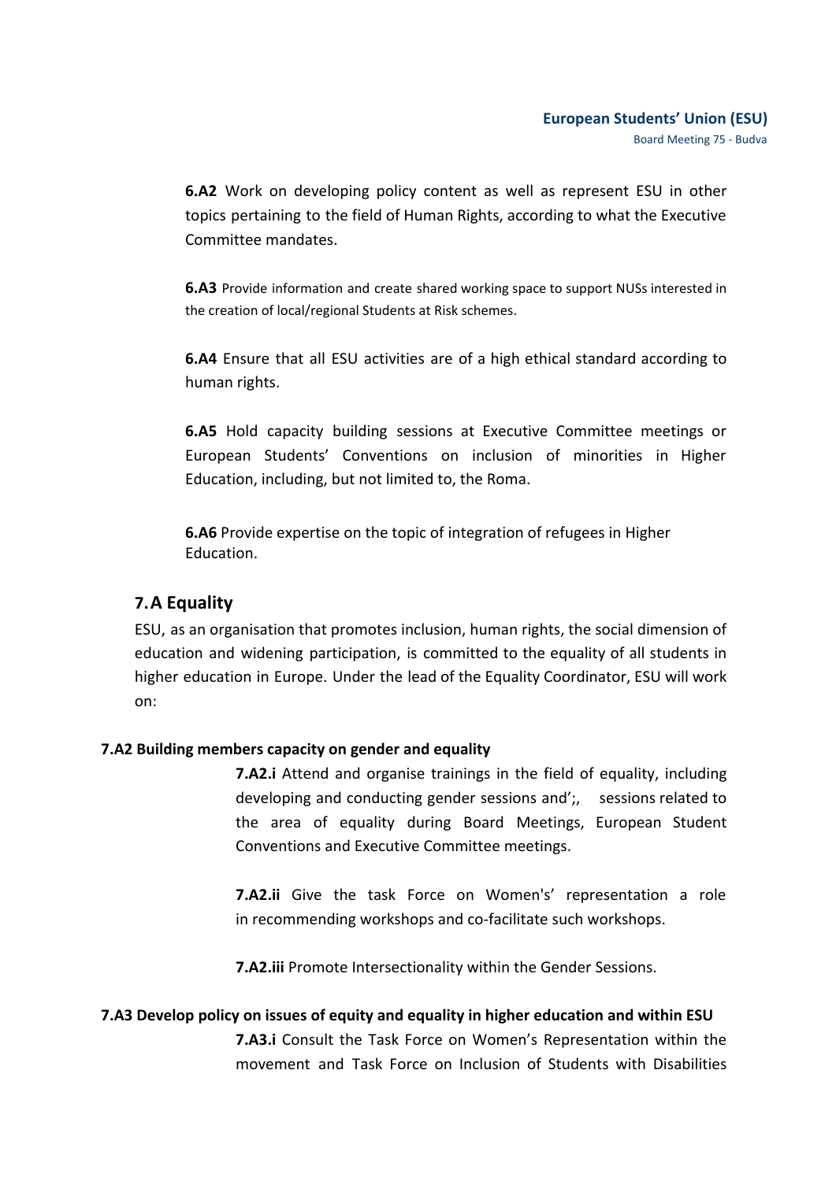**6.A2** Work on developing policy content as well as represent ESU in other topics pertaining to the field of Human Rights, according to what the Executive Committee mandates.

**6.A3** Provide information and create shared working space to support NUSs interested in the creation of local/regional Students at Risk schemes.

**6.A4** Ensure that all ESU activities are of a high ethical standard according to human rights.

**6.A5** Hold capacity building sessions at Executive Committee meetings or European Students' Conventions on inclusion of minorities in Higher Education, including, but not limited to, the Roma.

**6.A6** Provide expertise on the topic of integration of refugees in Higher Education.

## 7. A Equality

ESU, as an organisation that promotes inclusion, human rights, the social dimension of education and widening participation, is committed to the equality of all students in higher education in Europe. Under the lead of the Equality Coordinator, ESU will work on:

**7.A2 Building members capacity on gender and equality**

**7.A2.i** Attend and organise trainings in the field of equality, including developing and conducting gender sessions and';, sessions related to the area of equality during Board Meetings, European Student Conventions and Executive Committee meetings.

**7.A2.ii** Give the task Force on Women's' representation a role in recommending workshops and co-facilitate such workshops.

**7.A2.iii** Promote Intersectionality within the Gender Sessions.

**7.A3 Develop policy on issues of equity and equality in higher education and within ESU**

**7.A3.i** Consult the Task Force on Women's Representation within the movement and Task Force on Inclusion of Students with Disabilities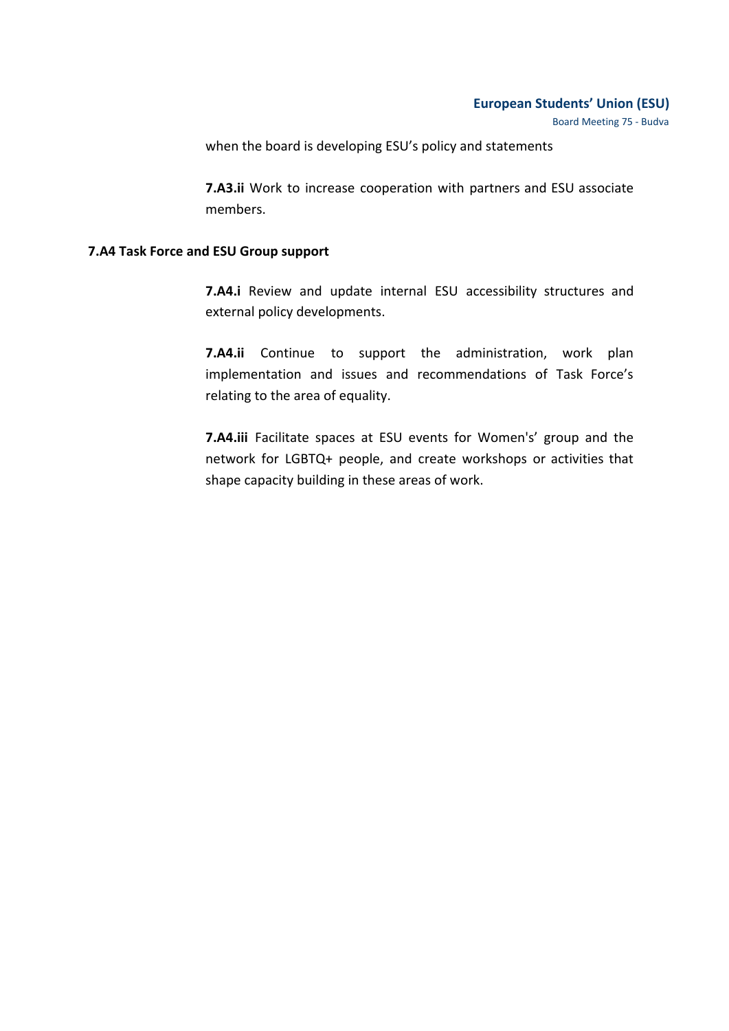when the board is developing ESU's policy and statements

**7.A3.ii** Work to increase cooperation with partners and ESU associate members.

**7.A4 Task Force and ESU Group support**

**7.A4.i** Review and update internal ESU accessibility structures and external policy developments.

**7.A4.ii** Continue to support the administration, work plan implementation and issues and recommendations of Task Force's relating to the area of equality.

**7.A4.iii** Facilitate spaces at ESU events for Women's' group and the network for LGBTQ+ people, and create workshops or activities that shape capacity building in these areas of work.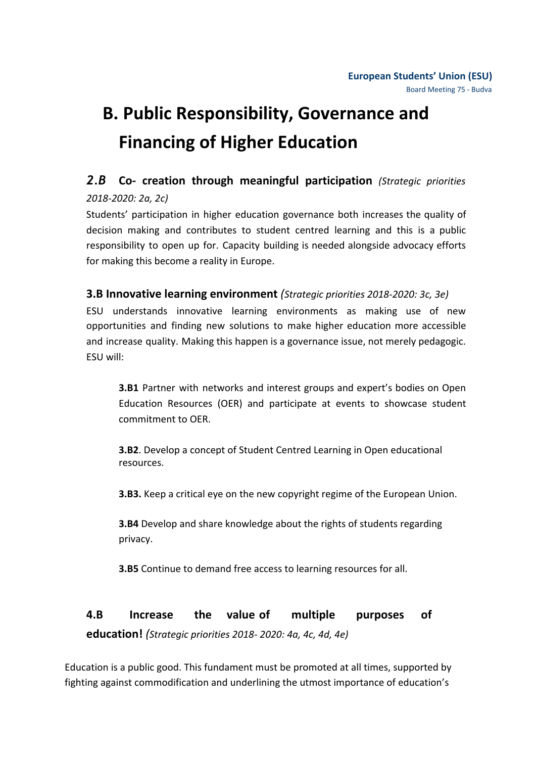# B. Public Responsibility, Governance and Financing of Higher Education

### *2.B* Co- creation through meaningful participation *(Strategic priorities 2018-2020: 2a, 2c)*

Students' participation in higher education governance both increases the quality of decision making and contributes to student centred learning and this is a public responsibility to open up for. Capacity building is needed alongside advocacy efforts for making this become a reality in Europe.

### 3.B Innovative learning environment *(Strategic priorities 2018-2020: 3c, 3e)*

ESU understands innovative learning environments as making use of new opportunities and finding new solutions to make higher education more accessible and increase quality. Making this happen is a governance issue, not merely pedagogic. ESU will:

**3.B1** Partner with networks and interest groups and expert's bodies on Open Education Resources (OER) and participate at events to showcase student commitment to OER.

**3.B2**. Develop a concept of Student Centred Learning in Open educational resources.

**3.B3.** Keep a critical eye on the new copyright regime of the European Union.

**3.B4** Develop and share knowledge about the rights of students regarding privacy.

**3.B5** Continue to demand free access to learning resources for all.

### 4.B Increase the value of multiple purposes of education! *(Strategic priorities 2018- 2020: 4a, 4c, 4d, 4e)*

Education is a public good. This fundament must be promoted at all times, supported by fighting against commodification and underlining the utmost importance of education's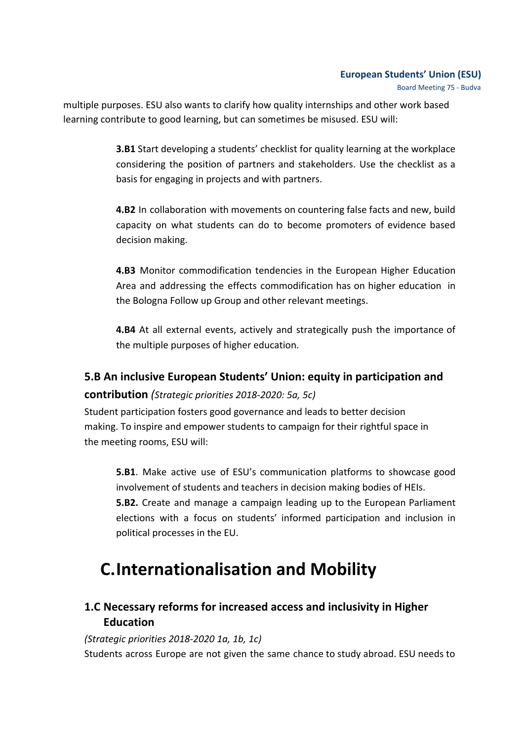multiple purposes. ESU also wants to clarify how quality internships and other work based learning contribute to good learning, but can sometimes be misused. ESU will:

**3.B1** Start developing a students' checklist for quality learning at the workplace considering the position of partners and stakeholders. Use the checklist as a basis for engaging in projects and with partners.

**4.B2** In collaboration with movements on countering false facts and new, build capacity on what students can do to become promoters of evidence based decision making.

**4.B3** Monitor commodification tendencies in the European Higher Education Area and addressing the effects commodification has on higher education in the Bologna Follow up Group and other relevant meetings.

**4.B4** At all external events, actively and strategically push the importance of the multiple purposes of higher education.

### 5.B An inclusive European Students' Union: equity in participation and contribution *(Strategic priorities 2018-2020: 5a, 5c)*

Student participation fosters good governance and leads to better decision making. To inspire and empower students to campaign for their rightful space in the meeting rooms, ESU will:

**5.B1**. Make active use of ESU's communication platforms to showcase good involvement of students and teachers in decision making bodies of HEIs.

**5.B2.** Create and manage a campaign leading up to the European Parliament elections with a focus on students' informed participation and inclusion in political processes in the EU.

## C. Internationalisation and Mobility

### 1.C Necessary reforms for increased access and inclusivity in Higher Education

*(Strategic priorities 2018-2020 1a, 1b, 1c)*

Students across Europe are not given the same chance to study abroad. ESU needs to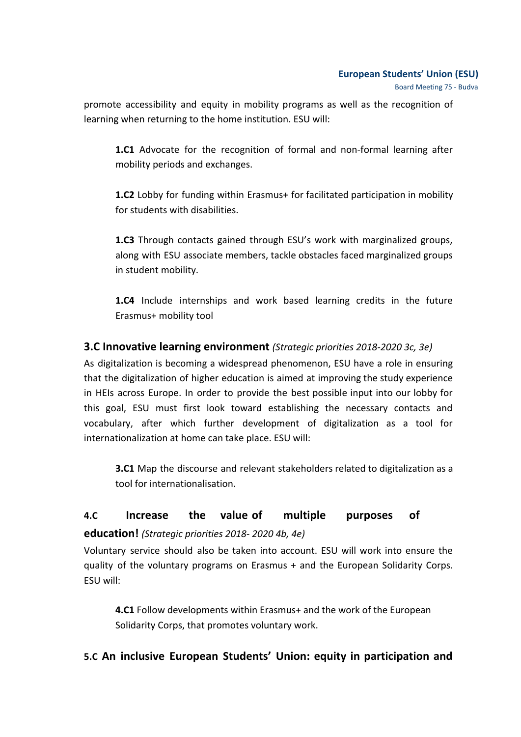promote accessibility and equity in mobility programs as well as the recognition of learning when returning to the home institution. ESU will:

**1.C1** Advocate for the recognition of formal and non-formal learning after mobility periods and exchanges.

**1.C2** Lobby for funding within Erasmus+ for facilitated participation in mobility for students with disabilities.

**1.C3** Through contacts gained through ESU's work with marginalized groups, along with ESU associate members, tackle obstacles faced marginalized groups in student mobility.

**1.C4** Include internships and work based learning credits in the future Erasmus+ mobility tool

### 3.C Innovative learning environment *(Strategic priorities 2018-2020 3c, 3e)*

As digitalization is becoming a widespread phenomenon, ESU have a role in ensuring that the digitalization of higher education is aimed at improving the study experience in HEIs across Europe. In order to provide the best possible input into our lobby for this goal, ESU must first look toward establishing the necessary contacts and vocabulary, after which further development of digitalization as a tool for internationalization at home can take place. ESU will:

**3.C1** Map the discourse and relevant stakeholders related to digitalization as a tool for internationalisation.

### 4.C Increase the value of multiple purposes of education! *(Strategic priorities 2018- 2020 4b, 4e)*

Voluntary service should also be taken into account. ESU will work into ensure the quality of the voluntary programs on Erasmus + and the European Solidarity Corps. ESU will:

**4.C1** Follow developments within Erasmus+ and the work of the European Solidarity Corps, that promotes voluntary work.

### 5.C An inclusive European Students' Union: equity in participation and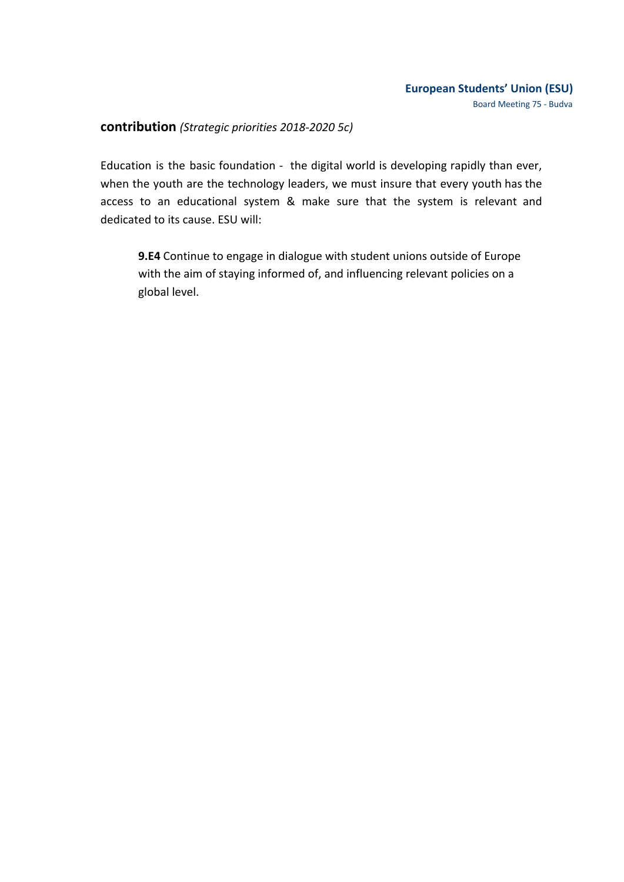**contribution** *(Strategic priorities 2018-2020 5c)*

Education is the basic foundation - the digital world is developing rapidly than ever, when the youth are the technology leaders, we must insure that every youth has the access to an educational system & make sure that the system is relevant and dedicated to its cause. ESU will:

> **9.E4** Continue to engage in dialogue with student unions outside of Europe with the aim of staying informed of, and influencing relevant policies on a global level.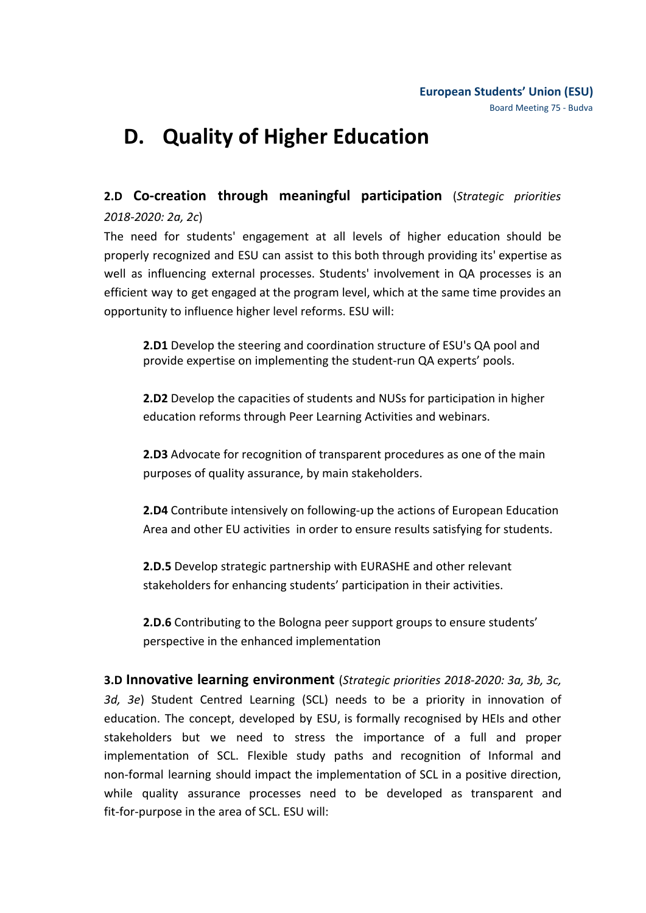# D. Quality of Higher Education

**2.D Co-creation through meaningful participation** (*Strategic priorities 2018-2020: 2a, 2c*)

The need for students' engagement at all levels of higher education should be properly recognized and ESU can assist to this both through providing its' expertise as well as influencing external processes. Students' involvement in QA processes is an efficient way to get engaged at the program level, which at the same time provides an opportunity to influence higher level reforms. ESU will:

> **2.D1** Develop the steering and coordination structure of ESU's QA pool and provide expertise on implementing the student-run QA experts' pools.
>
> **2.D2** Develop the capacities of students and NUSs for participation in higher education reforms through Peer Learning Activities and webinars.
>
> **2.D3** Advocate for recognition of transparent procedures as one of the main purposes of quality assurance, by main stakeholders.
>
> **2.D4** Contribute intensively on following-up the actions of European Education Area and other EU activities in order to ensure results satisfying for students.
>
> **2.D.5** Develop strategic partnership with EURASHE and other relevant stakeholders for enhancing students' participation in their activities.
>
> **2.D.6** Contributing to the Bologna peer support groups to ensure students' perspective in the enhanced implementation

**3.D Innovative learning environment** (*Strategic priorities 2018-2020: 3a, 3b, 3c, 3d, 3e*) Student Centred Learning (SCL) needs to be a priority in innovation of education. The concept, developed by ESU, is formally recognised by HEIs and other stakeholders but we need to stress the importance of a full and proper implementation of SCL. Flexible study paths and recognition of Informal and non-formal learning should impact the implementation of SCL in a positive direction, while quality assurance processes need to be developed as transparent and fit-for-purpose in the area of SCL. ESU will: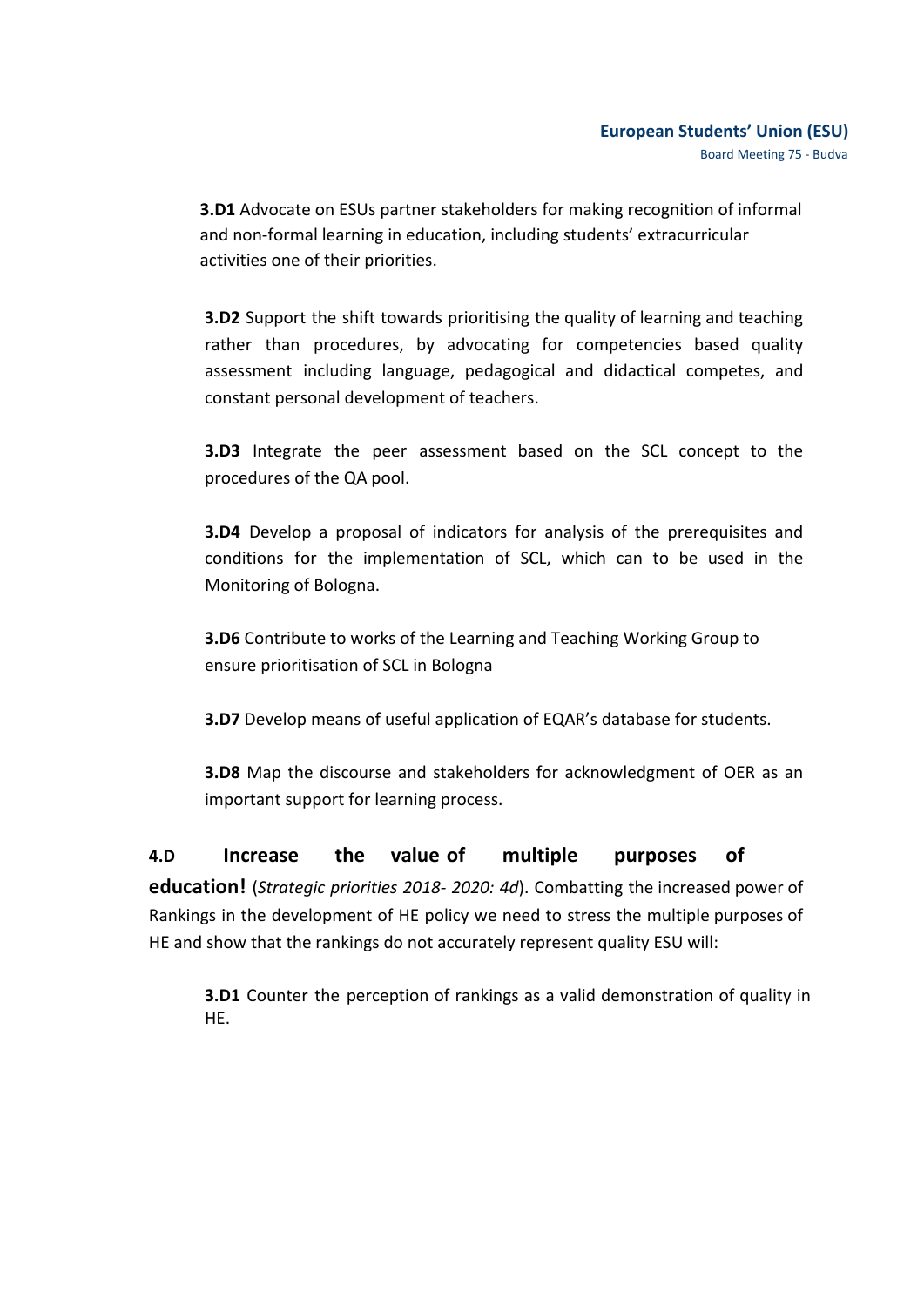**3.D1** Advocate on ESUs partner stakeholders for making recognition of informal and non-formal learning in education, including students' extracurricular activities one of their priorities.

**3.D2** Support the shift towards prioritising the quality of learning and teaching rather than procedures, by advocating for competencies based quality assessment including language, pedagogical and didactical competes, and constant personal development of teachers.

**3.D3** Integrate the peer assessment based on the SCL concept to the procedures of the QA pool.

**3.D4** Develop a proposal of indicators for analysis of the prerequisites and conditions for the implementation of SCL, which can to be used in the Monitoring of Bologna.

**3.D6** Contribute to works of the Learning and Teaching Working Group to ensure prioritisation of SCL in Bologna

**3.D7** Develop means of useful application of EQAR's database for students.

**3.D8** Map the discourse and stakeholders for acknowledgment of OER as an important support for learning process.

**4.D Increase the value of multiple purposes of education!** (*Strategic priorities 2018- 2020: 4d*). Combatting the increased power of Rankings in the development of HE policy we need to stress the multiple purposes of HE and show that the rankings do not accurately represent quality ESU will:

**3.D1** Counter the perception of rankings as a valid demonstration of quality in HE.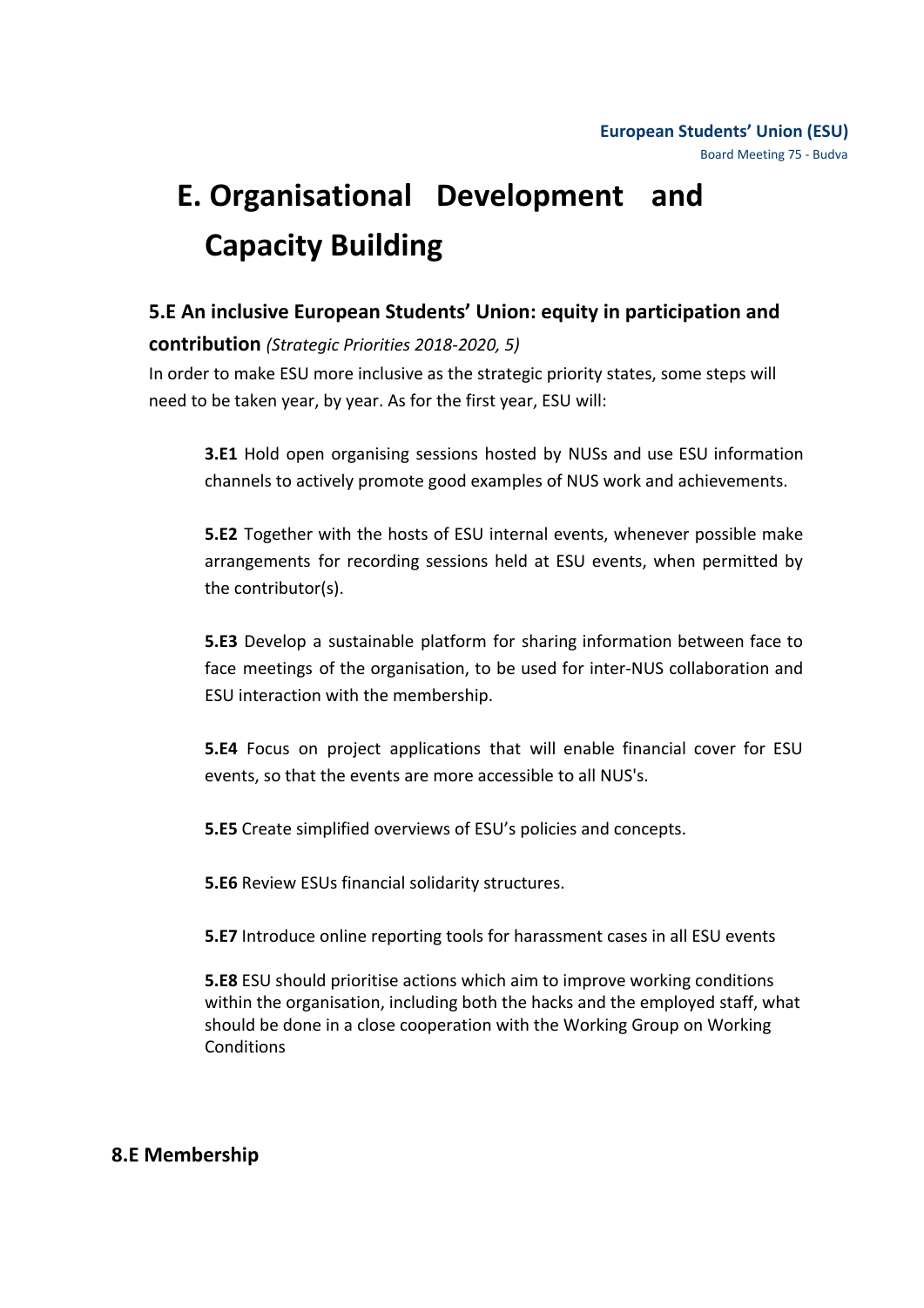# E. Organisational Development and Capacity Building

## 5.E An inclusive European Students' Union: equity in participation and contribution *(Strategic Priorities 2018-2020, 5)*

In order to make ESU more inclusive as the strategic priority states, some steps will need to be taken year, by year. As for the first year, ESU will:

**3.E1** Hold open organising sessions hosted by NUSs and use ESU information channels to actively promote good examples of NUS work and achievements.

**5.E2** Together with the hosts of ESU internal events, whenever possible make arrangements for recording sessions held at ESU events, when permitted by the contributor(s).

**5.E3** Develop a sustainable platform for sharing information between face to face meetings of the organisation, to be used for inter-NUS collaboration and ESU interaction with the membership.

**5.E4** Focus on project applications that will enable financial cover for ESU events, so that the events are more accessible to all NUS's.

**5.E5** Create simplified overviews of ESU's policies and concepts.

**5.E6** Review ESUs financial solidarity structures.

**5.E7** Introduce online reporting tools for harassment cases in all ESU events

**5.E8** ESU should prioritise actions which aim to improve working conditions within the organisation, including both the hacks and the employed staff, what should be done in a close cooperation with the Working Group on Working Conditions

## 8.E Membership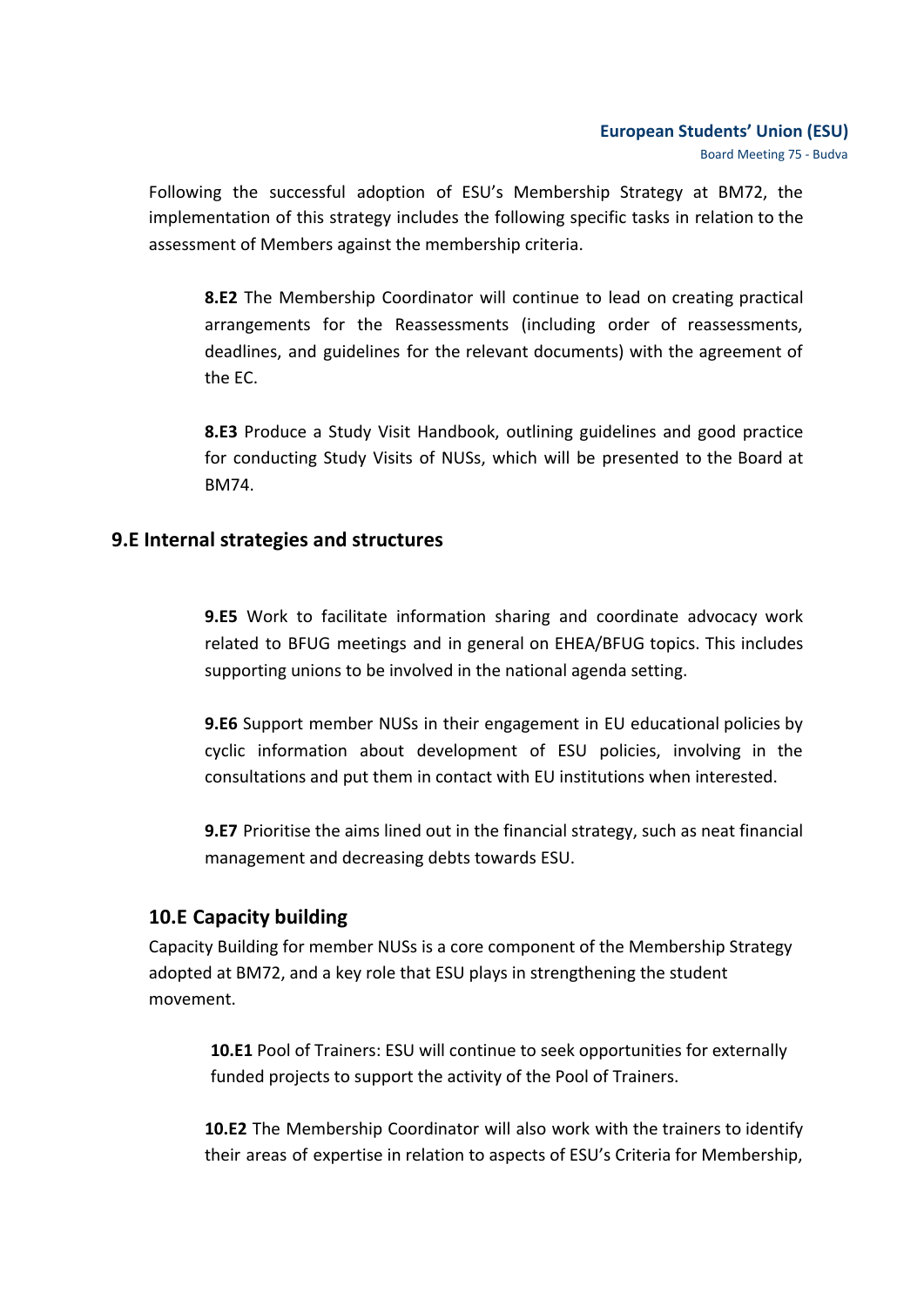Following the successful adoption of ESU's Membership Strategy at BM72, the implementation of this strategy includes the following specific tasks in relation to the assessment of Members against the membership criteria.

**8.E2** The Membership Coordinator will continue to lead on creating practical arrangements for the Reassessments (including order of reassessments, deadlines, and guidelines for the relevant documents) with the agreement of the EC.

**8.E3** Produce a Study Visit Handbook, outlining guidelines and good practice for conducting Study Visits of NUSs, which will be presented to the Board at BM74.

## 9.E Internal strategies and structures

**9.E5** Work to facilitate information sharing and coordinate advocacy work related to BFUG meetings and in general on EHEA/BFUG topics. This includes supporting unions to be involved in the national agenda setting.

**9.E6** Support member NUSs in their engagement in EU educational policies by cyclic information about development of ESU policies, involving in the consultations and put them in contact with EU institutions when interested.

**9.E7** Prioritise the aims lined out in the financial strategy, such as neat financial management and decreasing debts towards ESU.

## 10.E Capacity building

Capacity Building for member NUSs is a core component of the Membership Strategy adopted at BM72, and a key role that ESU plays in strengthening the student movement.

**10.E1** Pool of Trainers: ESU will continue to seek opportunities for externally funded projects to support the activity of the Pool of Trainers.

**10.E2** The Membership Coordinator will also work with the trainers to identify their areas of expertise in relation to aspects of ESU's Criteria for Membership,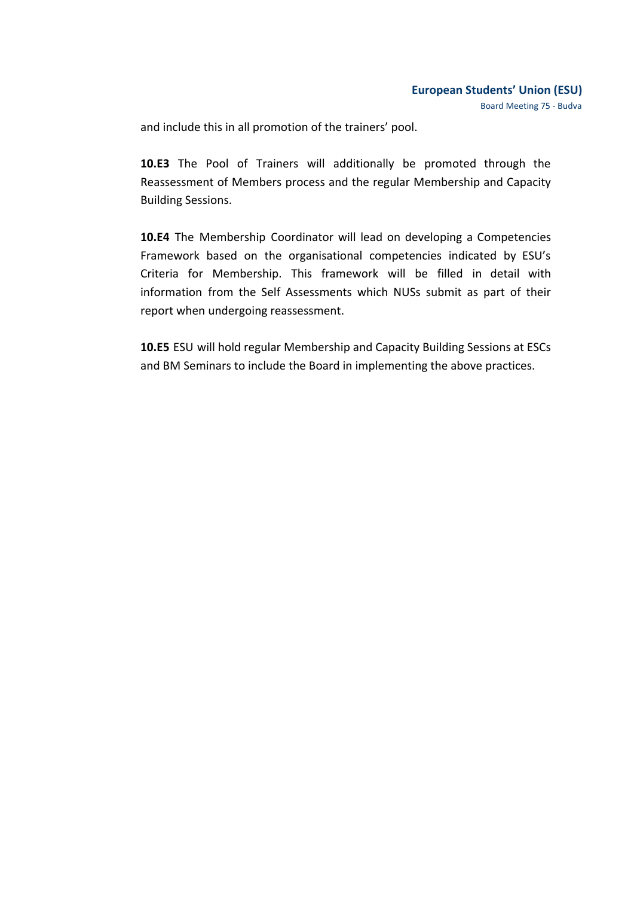and include this in all promotion of the trainers' pool.

**10.E3** The Pool of Trainers will additionally be promoted through the Reassessment of Members process and the regular Membership and Capacity Building Sessions.

**10.E4** The Membership Coordinator will lead on developing a Competencies Framework based on the organisational competencies indicated by ESU's Criteria for Membership. This framework will be filled in detail with information from the Self Assessments which NUSs submit as part of their report when undergoing reassessment.

**10.E5** ESU will hold regular Membership and Capacity Building Sessions at ESCs and BM Seminars to include the Board in implementing the above practices.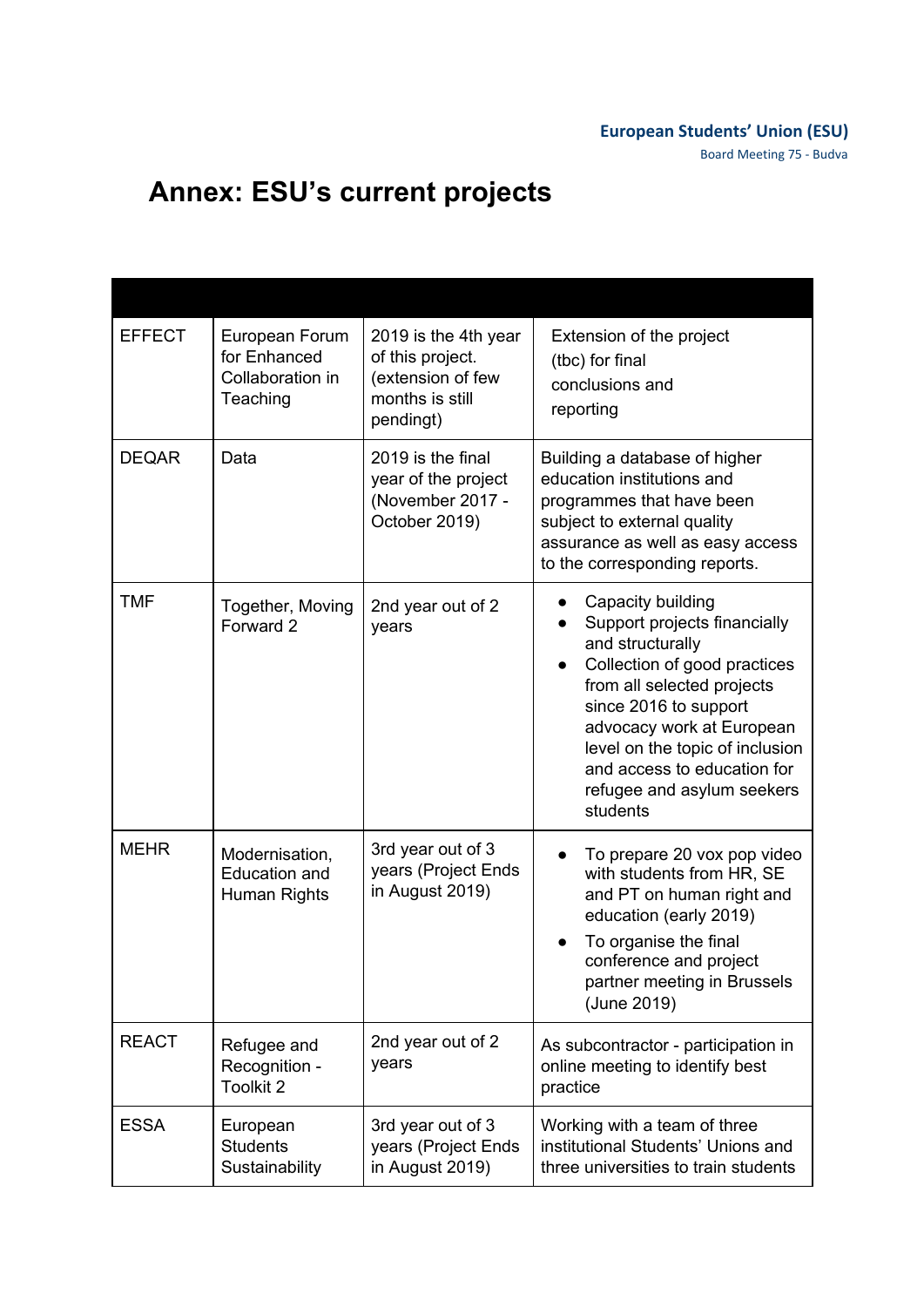# Annex: ESU's current projects

| | | | |
|---|---|---|---|
| EFFECT | European Forum for Enhanced Collaboration in Teaching | 2019 is the 4th year of this project. (extension of few months is still pendingt) | Extension of the project (tbc) for final conclusions and reporting |
| DEQAR | Data | 2019 is the final year of the project (November 2017 - October 2019) | Building a database of higher education institutions and programmes that have been subject to external quality assurance as well as easy access to the corresponding reports. |
| TMF | Together, Moving Forward 2 | 2nd year out of 2 years | • Capacity building<br>• Support projects financially and structurally<br>• Collection of good practices from all selected projects since 2016 to support advocacy work at European level on the topic of inclusion and access to education for refugee and asylum seekers students |
| MEHR | Modernisation, Education and Human Rights | 3rd year out of 3 years (Project Ends in August 2019) | • To prepare 20 vox pop video with students from HR, SE and PT on human right and education (early 2019)<br>• To organise the final conference and project partner meeting in Brussels (June 2019) |
| REACT | Refugee and Recognition - Toolkit 2 | 2nd year out of 2 years | As subcontractor - participation in online meeting to identify best practice |
| ESSA | European Students Sustainability | 3rd year out of 3 years (Project Ends in August 2019) | Working with a team of three institutional Students' Unions and three universities to train students |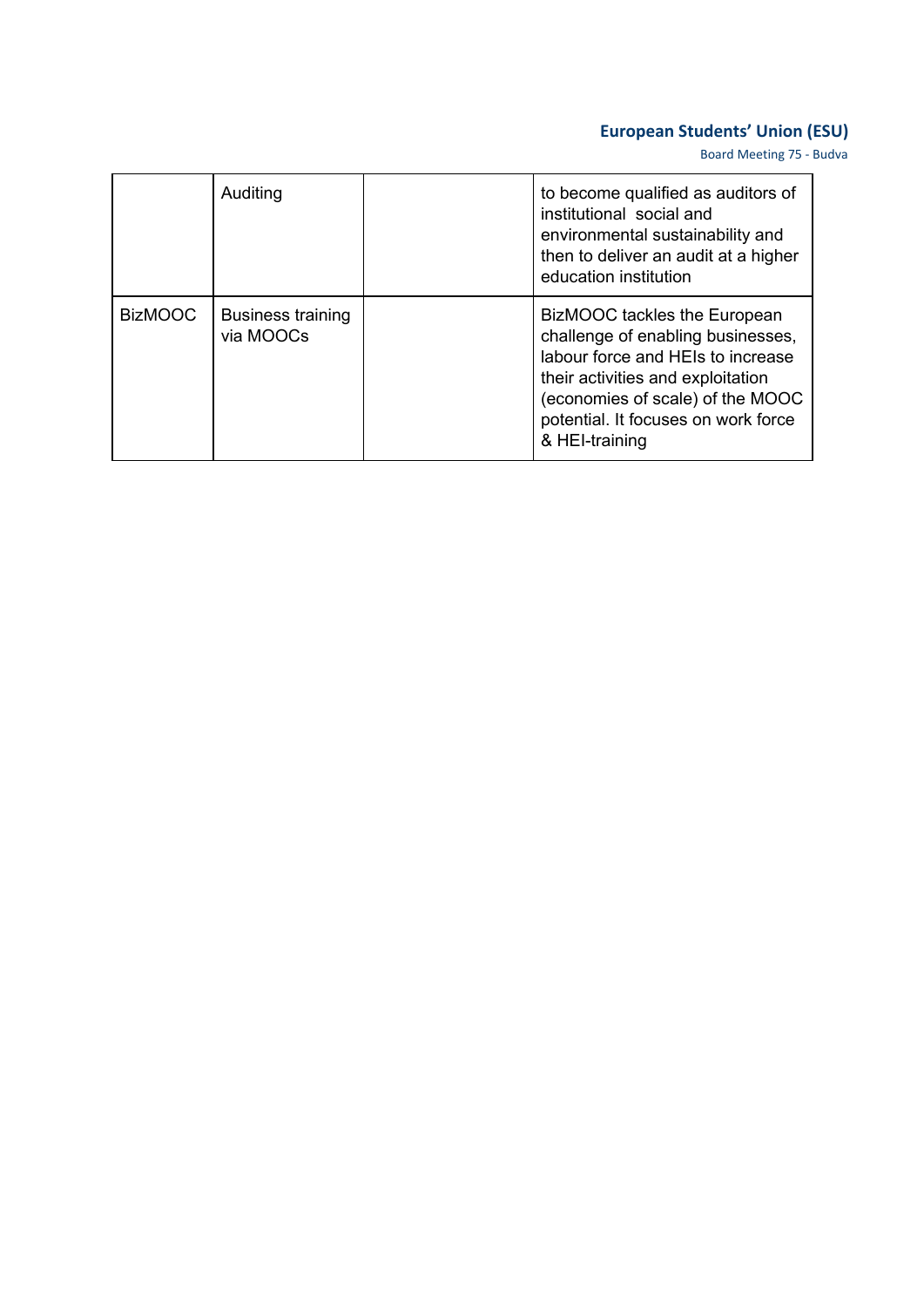| | | | |
|---|---|---|---|
| | Auditing | | to become qualified as auditors of institutional social and environmental sustainability and then to deliver an audit at a higher education institution |
| BizMOOC | Business training via MOOCs | | BizMOOC tackles the European challenge of enabling businesses, labour force and HEIs to increase their activities and exploitation (economies of scale) of the MOOC potential. It focuses on work force & HEI-training |